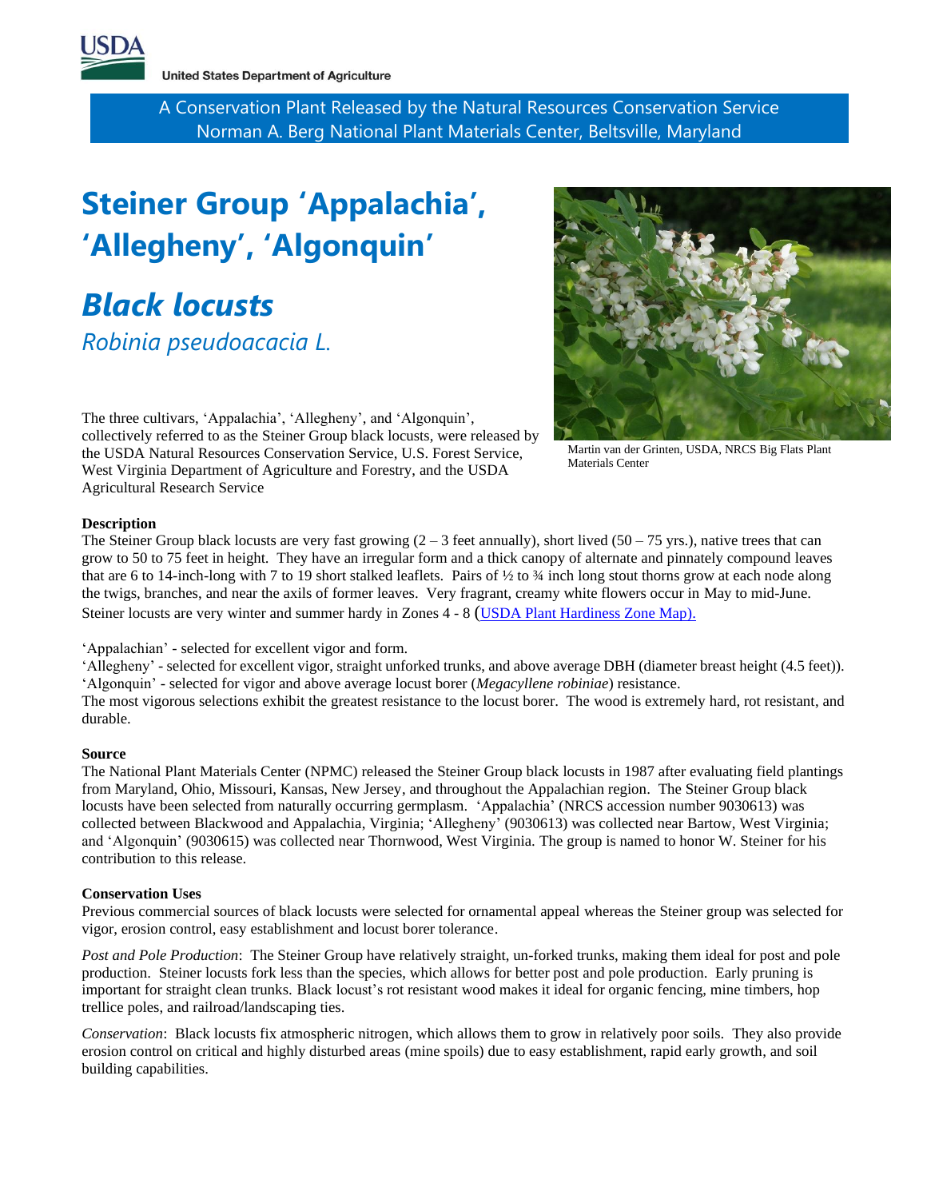United States Department of Agriculture

A Conservation Plant Released by the Natural Resources Conservation Service
Norman A. Berg National Plant Materials Center, Beltsville, Maryland

# Steiner Group 'Appalachia', 'Allegheny', 'Algonquin'

## *Black locusts*

*Robinia pseudoacacia L.*

Martin van der Grinten, USDA, NRCS Big Flats Plant Materials Center

The three cultivars, 'Appalachia', 'Allegheny', and 'Algonquin', collectively referred to as the Steiner Group black locusts, were released by the USDA Natural Resources Conservation Service, U.S. Forest Service, West Virginia Department of Agriculture and Forestry, and the USDA Agricultural Research Service

**Description**

The Steiner Group black locusts are very fast growing (2 – 3 feet annually), short lived (50 – 75 yrs.), native trees that can grow to 50 to 75 feet in height. They have an irregular form and a thick canopy of alternate and pinnately compound leaves that are 6 to 14-inch-long with 7 to 19 short stalked leaflets. Pairs of ½ to ¾ inch long stout thorns grow at each node along the twigs, branches, and near the axils of former leaves. Very fragrant, creamy white flowers occur in May to mid-June. Steiner locusts are very winter and summer hardy in Zones 4 - 8 (USDA Plant Hardiness Zone Map).

'Appalachian' - selected for excellent vigor and form.
'Allegheny' - selected for excellent vigor, straight unforked trunks, and above average DBH (diameter breast height (4.5 feet)).
'Algonquin' - selected for vigor and above average locust borer (*Megacyllene robiniae*) resistance.
The most vigorous selections exhibit the greatest resistance to the locust borer. The wood is extremely hard, rot resistant, and durable.

**Source**

The National Plant Materials Center (NPMC) released the Steiner Group black locusts in 1987 after evaluating field plantings from Maryland, Ohio, Missouri, Kansas, New Jersey, and throughout the Appalachian region. The Steiner Group black locusts have been selected from naturally occurring germplasm. 'Appalachia' (NRCS accession number 9030613) was collected between Blackwood and Appalachia, Virginia; 'Allegheny' (9030613) was collected near Bartow, West Virginia; and 'Algonquin' (9030615) was collected near Thornwood, West Virginia. The group is named to honor W. Steiner for his contribution to this release.

**Conservation Uses**

Previous commercial sources of black locusts were selected for ornamental appeal whereas the Steiner group was selected for vigor, erosion control, easy establishment and locust borer tolerance.

*Post and Pole Production*: The Steiner Group have relatively straight, un-forked trunks, making them ideal for post and pole production. Steiner locusts fork less than the species, which allows for better post and pole production. Early pruning is important for straight clean trunks. Black locust's rot resistant wood makes it ideal for organic fencing, mine timbers, hop trellice poles, and railroad/landscaping ties.

*Conservation*: Black locusts fix atmospheric nitrogen, which allows them to grow in relatively poor soils. They also provide erosion control on critical and highly disturbed areas (mine spoils) due to easy establishment, rapid early growth, and soil building capabilities.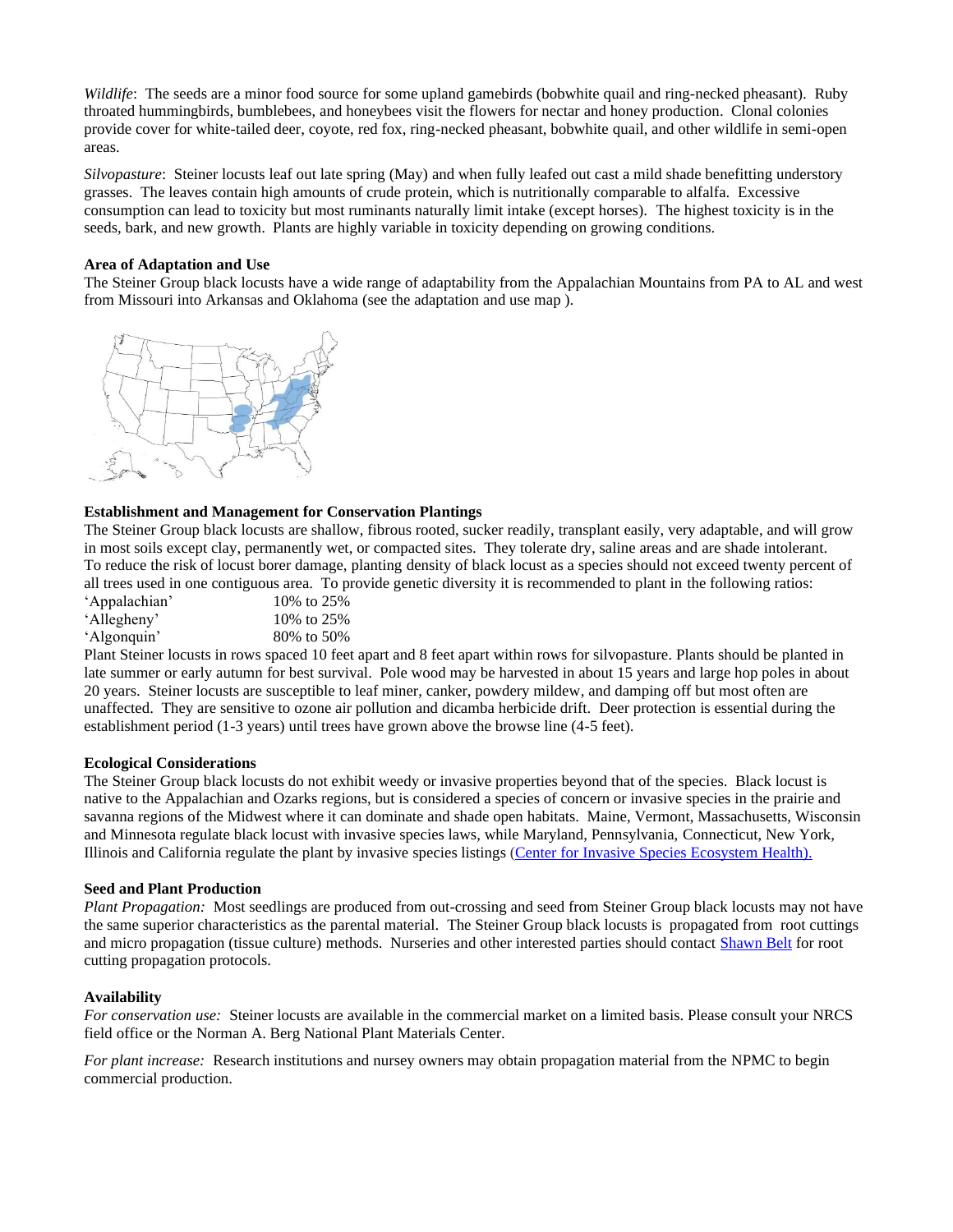*Wildlife*: The seeds are a minor food source for some upland gamebirds (bobwhite quail and ring-necked pheasant). Ruby throated hummingbirds, bumblebees, and honeybees visit the flowers for nectar and honey production. Clonal colonies provide cover for white-tailed deer, coyote, red fox, ring-necked pheasant, bobwhite quail, and other wildlife in semi-open areas.

*Silvopasture*: Steiner locusts leaf out late spring (May) and when fully leafed out cast a mild shade benefitting understory grasses. The leaves contain high amounts of crude protein, which is nutritionally comparable to alfalfa. Excessive consumption can lead to toxicity but most ruminants naturally limit intake (except horses). The highest toxicity is in the seeds, bark, and new growth. Plants are highly variable in toxicity depending on growing conditions.

**Area of Adaptation and Use**

The Steiner Group black locusts have a wide range of adaptability from the Appalachian Mountains from PA to AL and west from Missouri into Arkansas and Oklahoma (see the adaptation and use map ).

**Establishment and Management for Conservation Plantings**

The Steiner Group black locusts are shallow, fibrous rooted, sucker readily, transplant easily, very adaptable, and will grow in most soils except clay, permanently wet, or compacted sites. They tolerate dry, saline areas and are shade intolerant. To reduce the risk of locust borer damage, planting density of black locust as a species should not exceed twenty percent of all trees used in one contiguous area. To provide genetic diversity it is recommended to plant in the following ratios:

‘Appalachian’ 10% to 25%
‘Allegheny’ 10% to 25%
‘Algonquin’ 80% to 50%

Plant Steiner locusts in rows spaced 10 feet apart and 8 feet apart within rows for silvopasture. Plants should be planted in late summer or early autumn for best survival. Pole wood may be harvested in about 15 years and large hop poles in about 20 years. Steiner locusts are susceptible to leaf miner, canker, powdery mildew, and damping off but most often are unaffected. They are sensitive to ozone air pollution and dicamba herbicide drift. Deer protection is essential during the establishment period (1-3 years) until trees have grown above the browse line (4-5 feet).

**Ecological Considerations**

The Steiner Group black locusts do not exhibit weedy or invasive properties beyond that of the species. Black locust is native to the Appalachian and Ozarks regions, but is considered a species of concern or invasive species in the prairie and savanna regions of the Midwest where it can dominate and shade open habitats. Maine, Vermont, Massachusetts, Wisconsin and Minnesota regulate black locust with invasive species laws, while Maryland, Pennsylvania, Connecticut, New York, Illinois and California regulate the plant by invasive species listings (Center for Invasive Species Ecosystem Health).

**Seed and Plant Production**

*Plant Propagation:* Most seedlings are produced from out-crossing and seed from Steiner Group black locusts may not have the same superior characteristics as the parental material. The Steiner Group black locusts is propagated from root cuttings and micro propagation (tissue culture) methods. Nurseries and other interested parties should contact Shawn Belt for root cutting propagation protocols.

**Availability**

*For conservation use:* Steiner locusts are available in the commercial market on a limited basis. Please consult your NRCS field office or the Norman A. Berg National Plant Materials Center.

*For plant increase:* Research institutions and nursey owners may obtain propagation material from the NPMC to begin commercial production.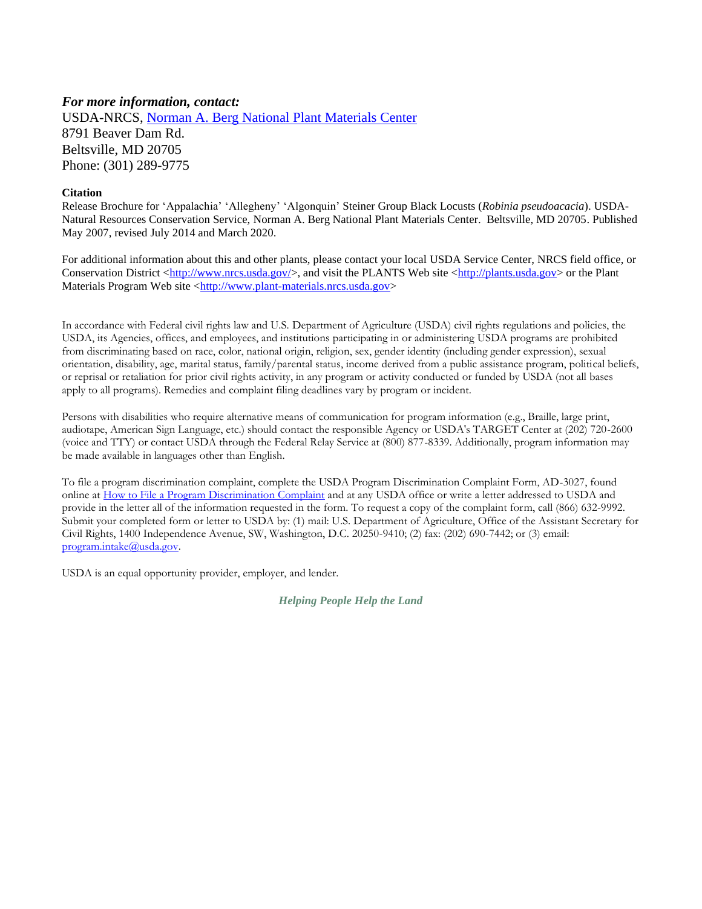***For more information, contact:***

USDA-NRCS, [Norman A. Berg National Plant Materials Center]()
8791 Beaver Dam Rd.
Beltsville, MD 20705
Phone: (301) 289-9775

**Citation**

Release Brochure for 'Appalachia' 'Allegheny' 'Algonquin' Steiner Group Black Locusts (*Robinia pseudoacacia*). USDA-Natural Resources Conservation Service, Norman A. Berg National Plant Materials Center. Beltsville, MD 20705. Published May 2007, revised July 2014 and March 2020.

For additional information about this and other plants, please contact your local USDA Service Center, NRCS field office, or Conservation District <http://www.nrcs.usda.gov/>, and visit the PLANTS Web site <http://plants.usda.gov> or the Plant Materials Program Web site <http://www.plant-materials.nrcs.usda.gov>

In accordance with Federal civil rights law and U.S. Department of Agriculture (USDA) civil rights regulations and policies, the USDA, its Agencies, offices, and employees, and institutions participating in or administering USDA programs are prohibited from discriminating based on race, color, national origin, religion, sex, gender identity (including gender expression), sexual orientation, disability, age, marital status, family/parental status, income derived from a public assistance program, political beliefs, or reprisal or retaliation for prior civil rights activity, in any program or activity conducted or funded by USDA (not all bases apply to all programs). Remedies and complaint filing deadlines vary by program or incident.

Persons with disabilities who require alternative means of communication for program information (e.g., Braille, large print, audiotape, American Sign Language, etc.) should contact the responsible Agency or USDA's TARGET Center at (202) 720-2600 (voice and TTY) or contact USDA through the Federal Relay Service at (800) 877-8339. Additionally, program information may be made available in languages other than English.

To file a program discrimination complaint, complete the USDA Program Discrimination Complaint Form, AD-3027, found online at [How to File a Program Discrimination Complaint]() and at any USDA office or write a letter addressed to USDA and provide in the letter all of the information requested in the form. To request a copy of the complaint form, call (866) 632-9992. Submit your completed form or letter to USDA by: (1) mail: U.S. Department of Agriculture, Office of the Assistant Secretary for Civil Rights, 1400 Independence Avenue, SW, Washington, D.C. 20250-9410; (2) fax: (202) 690-7442; or (3) email: program.intake@usda.gov.

USDA is an equal opportunity provider, employer, and lender.

***Helping People Help the Land***